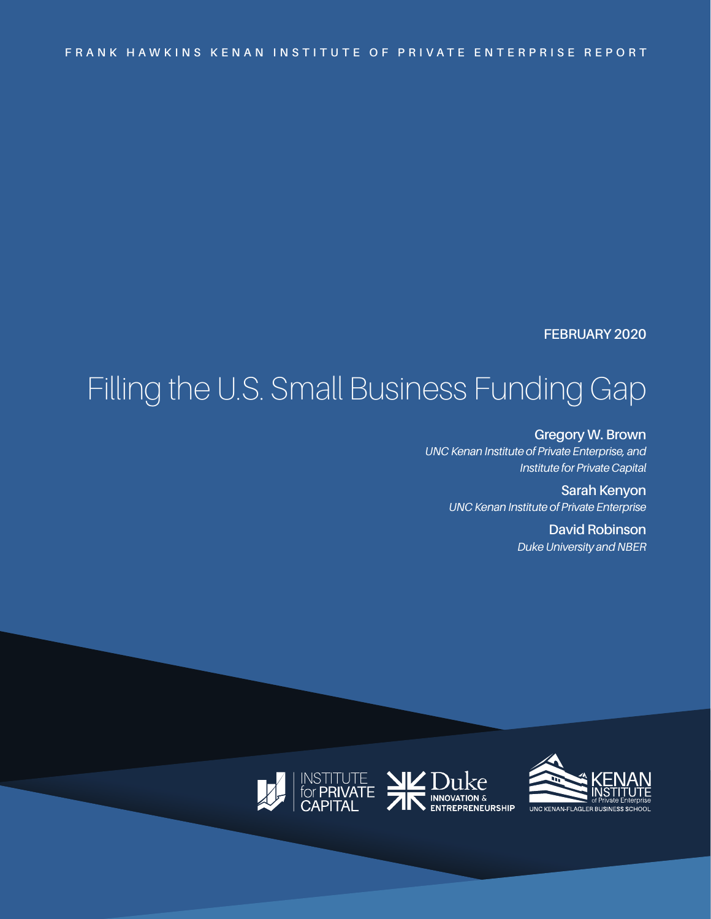FRANK HAWKINS KENAN INSTITUTE OF PRIVATE ENTERPRISE REPORT

FEBRUARY 2020

# Filling the U.S. Small Business Funding Gap

**Gregory W. Brown**
*UNC Kenan Institute of Private Enterprise, and Institute for Private Capital*

**Sarah Kenyon**
*UNC Kenan Institute of Private Enterprise*

**David Robinson**
*Duke University and NBER*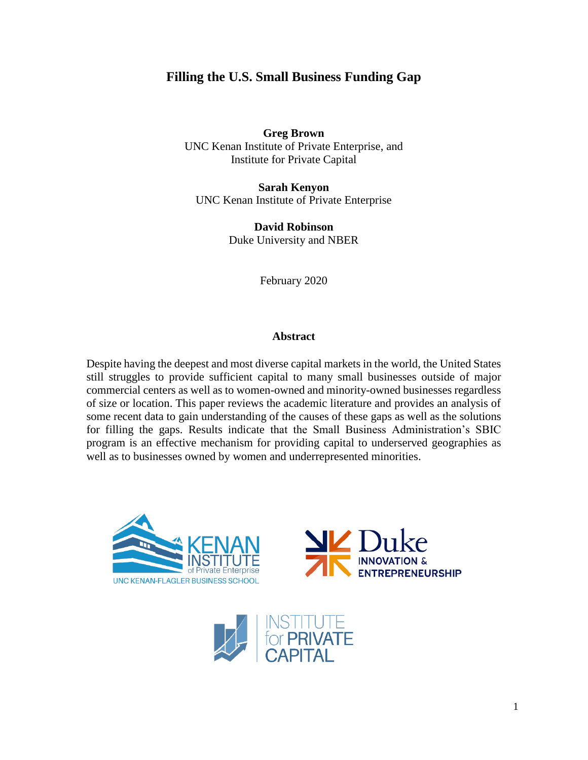# Filling the U.S. Small Business Funding Gap

**Greg Brown**
UNC Kenan Institute of Private Enterprise, and
Institute for Private Capital

**Sarah Kenyon**
UNC Kenan Institute of Private Enterprise

**David Robinson**
Duke University and NBER

February 2020

## Abstract

Despite having the deepest and most diverse capital markets in the world, the United States still struggles to provide sufficient capital to many small businesses outside of major commercial centers as well as to women-owned and minority-owned businesses regardless of size or location. This paper reviews the academic literature and provides an analysis of some recent data to gain understanding of the causes of these gaps as well as the solutions for filling the gaps. Results indicate that the Small Business Administration's SBIC program is an effective mechanism for providing capital to underserved geographies as well as to businesses owned by women and underrepresented minorities.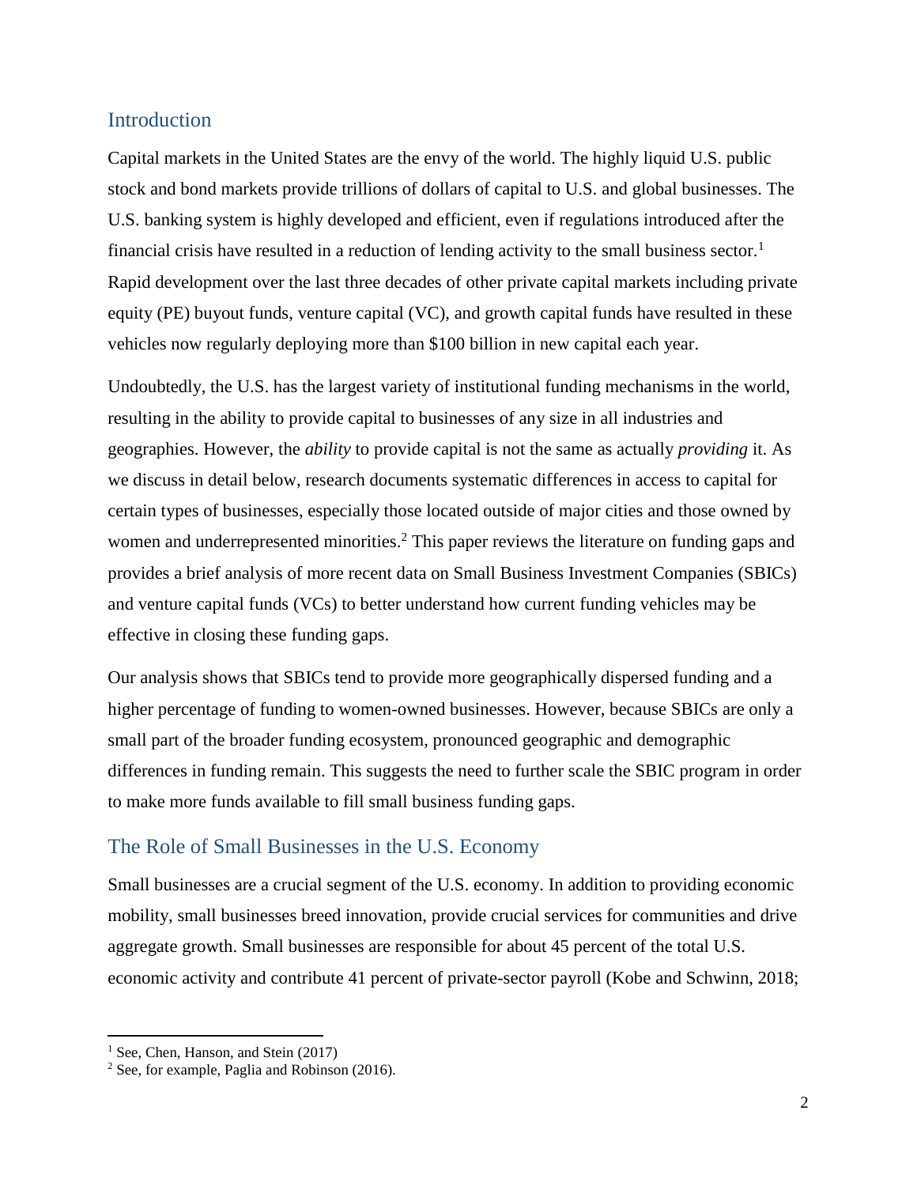## Introduction

Capital markets in the United States are the envy of the world. The highly liquid U.S. public stock and bond markets provide trillions of dollars of capital to U.S. and global businesses. The U.S. banking system is highly developed and efficient, even if regulations introduced after the financial crisis have resulted in a reduction of lending activity to the small business sector.[1] Rapid development over the last three decades of other private capital markets including private equity (PE) buyout funds, venture capital (VC), and growth capital funds have resulted in these vehicles now regularly deploying more than $100 billion in new capital each year.

Undoubtedly, the U.S. has the largest variety of institutional funding mechanisms in the world, resulting in the ability to provide capital to businesses of any size in all industries and geographies. However, the *ability* to provide capital is not the same as actually *providing* it. As we discuss in detail below, research documents systematic differences in access to capital for certain types of businesses, especially those located outside of major cities and those owned by women and underrepresented minorities.[2] This paper reviews the literature on funding gaps and provides a brief analysis of more recent data on Small Business Investment Companies (SBICs) and venture capital funds (VCs) to better understand how current funding vehicles may be effective in closing these funding gaps.

Our analysis shows that SBICs tend to provide more geographically dispersed funding and a higher percentage of funding to women-owned businesses. However, because SBICs are only a small part of the broader funding ecosystem, pronounced geographic and demographic differences in funding remain. This suggests the need to further scale the SBIC program in order to make more funds available to fill small business funding gaps.

## The Role of Small Businesses in the U.S. Economy

Small businesses are a crucial segment of the U.S. economy. In addition to providing economic mobility, small businesses breed innovation, provide crucial services for communities and drive aggregate growth. Small businesses are responsible for about 45 percent of the total U.S. economic activity and contribute 41 percent of private-sector payroll (Kobe and Schwinn, 2018;

---

[1] See, Chen, Hanson, and Stein (2017)

[2] See, for example, Paglia and Robinson (2016).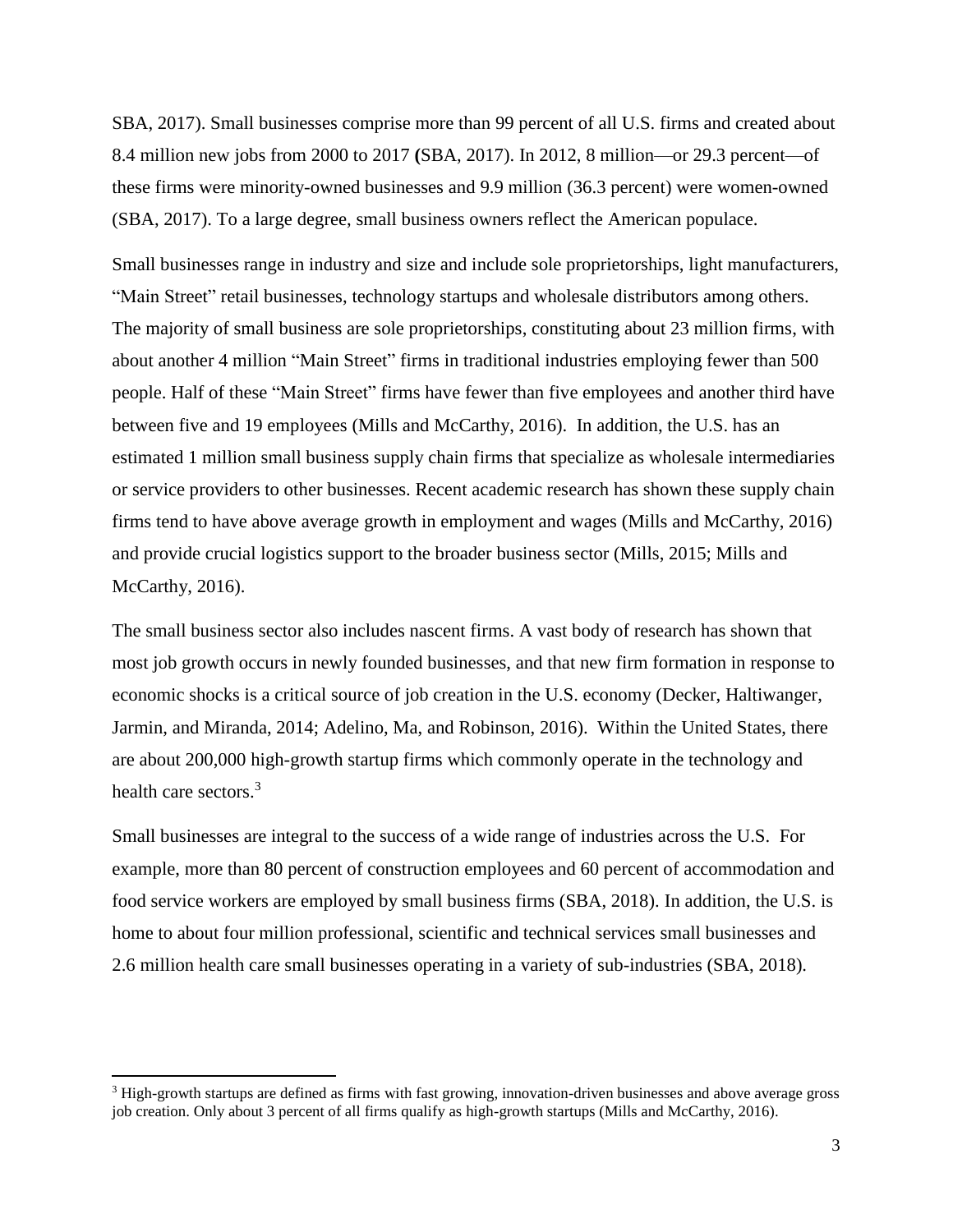SBA, 2017). Small businesses comprise more than 99 percent of all U.S. firms and created about 8.4 million new jobs from 2000 to 2017 (SBA, 2017). In 2012, 8 million—or 29.3 percent—of these firms were minority-owned businesses and 9.9 million (36.3 percent) were women-owned (SBA, 2017). To a large degree, small business owners reflect the American populace.

Small businesses range in industry and size and include sole proprietorships, light manufacturers, "Main Street" retail businesses, technology startups and wholesale distributors among others. The majority of small business are sole proprietorships, constituting about 23 million firms, with about another 4 million "Main Street" firms in traditional industries employing fewer than 500 people. Half of these "Main Street" firms have fewer than five employees and another third have between five and 19 employees (Mills and McCarthy, 2016). In addition, the U.S. has an estimated 1 million small business supply chain firms that specialize as wholesale intermediaries or service providers to other businesses. Recent academic research has shown these supply chain firms tend to have above average growth in employment and wages (Mills and McCarthy, 2016) and provide crucial logistics support to the broader business sector (Mills, 2015; Mills and McCarthy, 2016).

The small business sector also includes nascent firms. A vast body of research has shown that most job growth occurs in newly founded businesses, and that new firm formation in response to economic shocks is a critical source of job creation in the U.S. economy (Decker, Haltiwanger, Jarmin, and Miranda, 2014; Adelino, Ma, and Robinson, 2016). Within the United States, there are about 200,000 high-growth startup firms which commonly operate in the technology and health care sectors.[3]

Small businesses are integral to the success of a wide range of industries across the U.S. For example, more than 80 percent of construction employees and 60 percent of accommodation and food service workers are employed by small business firms (SBA, 2018). In addition, the U.S. is home to about four million professional, scientific and technical services small businesses and 2.6 million health care small businesses operating in a variety of sub-industries (SBA, 2018).

---

[3] High-growth startups are defined as firms with fast growing, innovation-driven businesses and above average gross job creation. Only about 3 percent of all firms qualify as high-growth startups (Mills and McCarthy, 2016).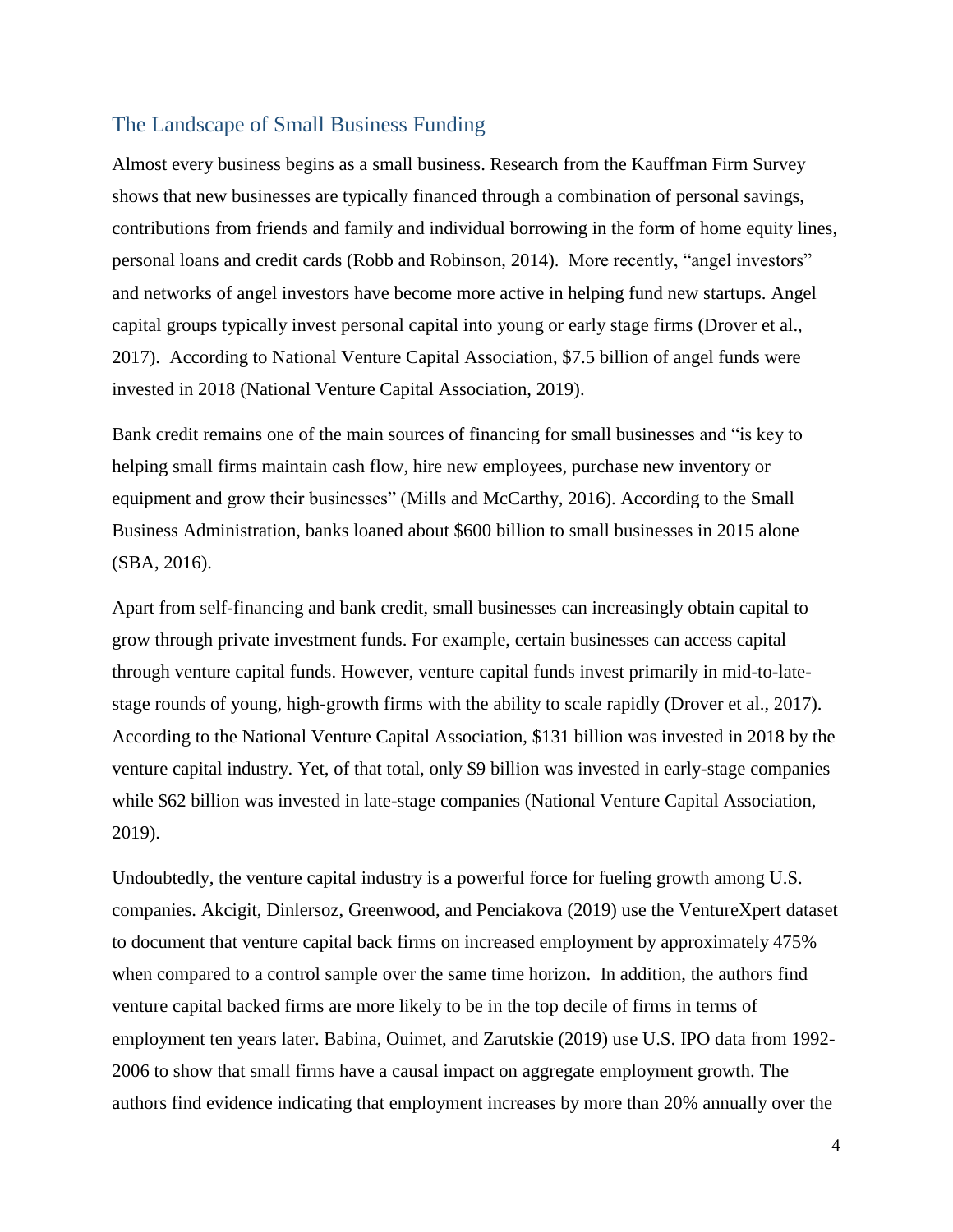## The Landscape of Small Business Funding

Almost every business begins as a small business. Research from the Kauffman Firm Survey shows that new businesses are typically financed through a combination of personal savings, contributions from friends and family and individual borrowing in the form of home equity lines, personal loans and credit cards (Robb and Robinson, 2014). More recently, "angel investors" and networks of angel investors have become more active in helping fund new startups. Angel capital groups typically invest personal capital into young or early stage firms (Drover et al., 2017). According to National Venture Capital Association, $7.5 billion of angel funds were invested in 2018 (National Venture Capital Association, 2019).

Bank credit remains one of the main sources of financing for small businesses and "is key to helping small firms maintain cash flow, hire new employees, purchase new inventory or equipment and grow their businesses" (Mills and McCarthy, 2016). According to the Small Business Administration, banks loaned about $600 billion to small businesses in 2015 alone (SBA, 2016).

Apart from self-financing and bank credit, small businesses can increasingly obtain capital to grow through private investment funds. For example, certain businesses can access capital through venture capital funds. However, venture capital funds invest primarily in mid-to-late-stage rounds of young, high-growth firms with the ability to scale rapidly (Drover et al., 2017). According to the National Venture Capital Association, $131 billion was invested in 2018 by the venture capital industry. Yet, of that total, only $9 billion was invested in early-stage companies while $62 billion was invested in late-stage companies (National Venture Capital Association, 2019).

Undoubtedly, the venture capital industry is a powerful force for fueling growth among U.S. companies. Akcigit, Dinlersoz, Greenwood, and Penciakova (2019) use the VentureXpert dataset to document that venture capital back firms on increased employment by approximately 475% when compared to a control sample over the same time horizon. In addition, the authors find venture capital backed firms are more likely to be in the top decile of firms in terms of employment ten years later. Babina, Ouimet, and Zarutskie (2019) use U.S. IPO data from 1992-2006 to show that small firms have a causal impact on aggregate employment growth. The authors find evidence indicating that employment increases by more than 20% annually over the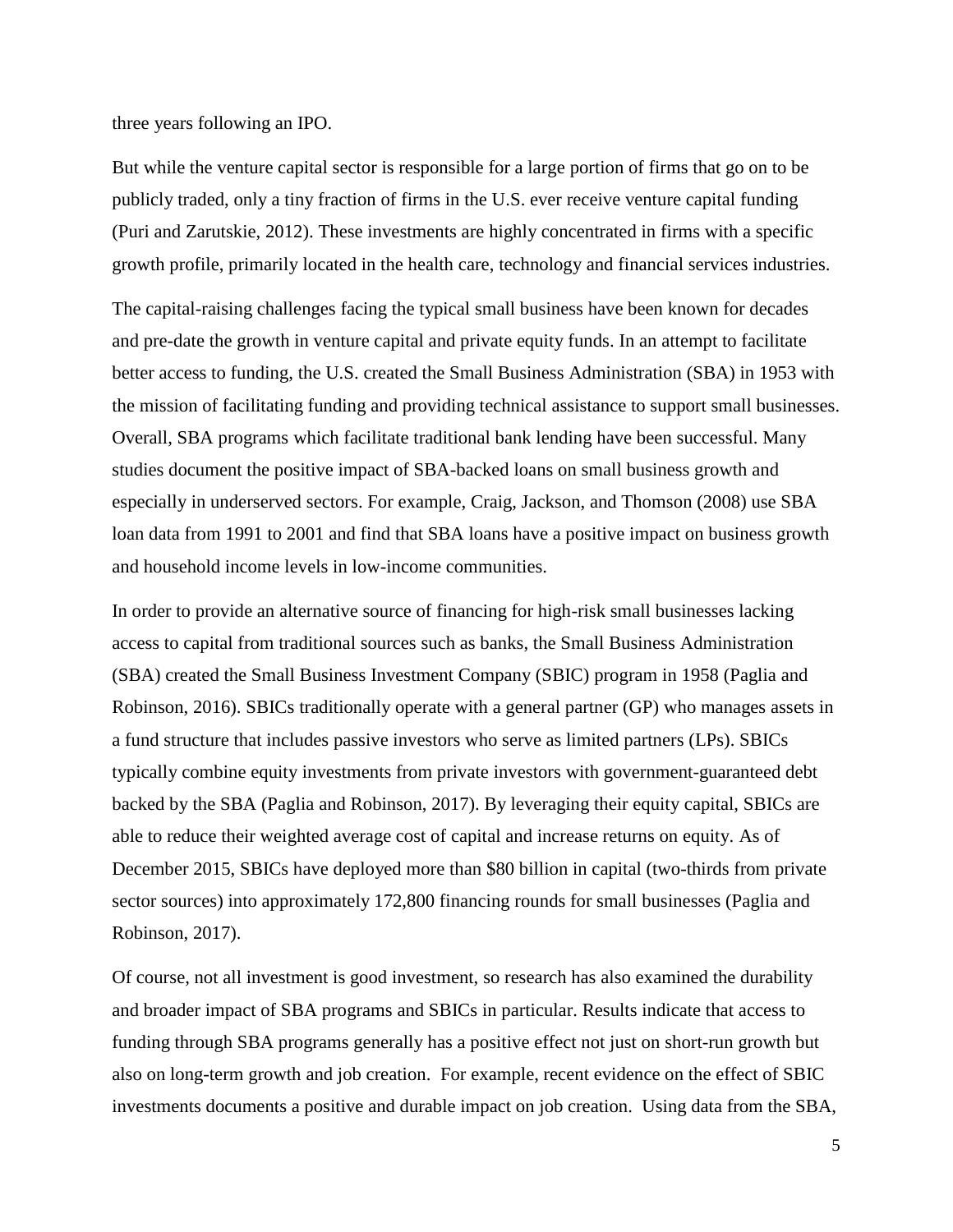three years following an IPO.

But while the venture capital sector is responsible for a large portion of firms that go on to be publicly traded, only a tiny fraction of firms in the U.S. ever receive venture capital funding (Puri and Zarutskie, 2012). These investments are highly concentrated in firms with a specific growth profile, primarily located in the health care, technology and financial services industries.

The capital-raising challenges facing the typical small business have been known for decades and pre-date the growth in venture capital and private equity funds. In an attempt to facilitate better access to funding, the U.S. created the Small Business Administration (SBA) in 1953 with the mission of facilitating funding and providing technical assistance to support small businesses. Overall, SBA programs which facilitate traditional bank lending have been successful. Many studies document the positive impact of SBA-backed loans on small business growth and especially in underserved sectors. For example, Craig, Jackson, and Thomson (2008) use SBA loan data from 1991 to 2001 and find that SBA loans have a positive impact on business growth and household income levels in low-income communities.

In order to provide an alternative source of financing for high-risk small businesses lacking access to capital from traditional sources such as banks, the Small Business Administration (SBA) created the Small Business Investment Company (SBIC) program in 1958 (Paglia and Robinson, 2016). SBICs traditionally operate with a general partner (GP) who manages assets in a fund structure that includes passive investors who serve as limited partners (LPs). SBICs typically combine equity investments from private investors with government-guaranteed debt backed by the SBA (Paglia and Robinson, 2017). By leveraging their equity capital, SBICs are able to reduce their weighted average cost of capital and increase returns on equity. As of December 2015, SBICs have deployed more than $80 billion in capital (two-thirds from private sector sources) into approximately 172,800 financing rounds for small businesses (Paglia and Robinson, 2017).

Of course, not all investment is good investment, so research has also examined the durability and broader impact of SBA programs and SBICs in particular. Results indicate that access to funding through SBA programs generally has a positive effect not just on short-run growth but also on long-term growth and job creation. For example, recent evidence on the effect of SBIC investments documents a positive and durable impact on job creation. Using data from the SBA,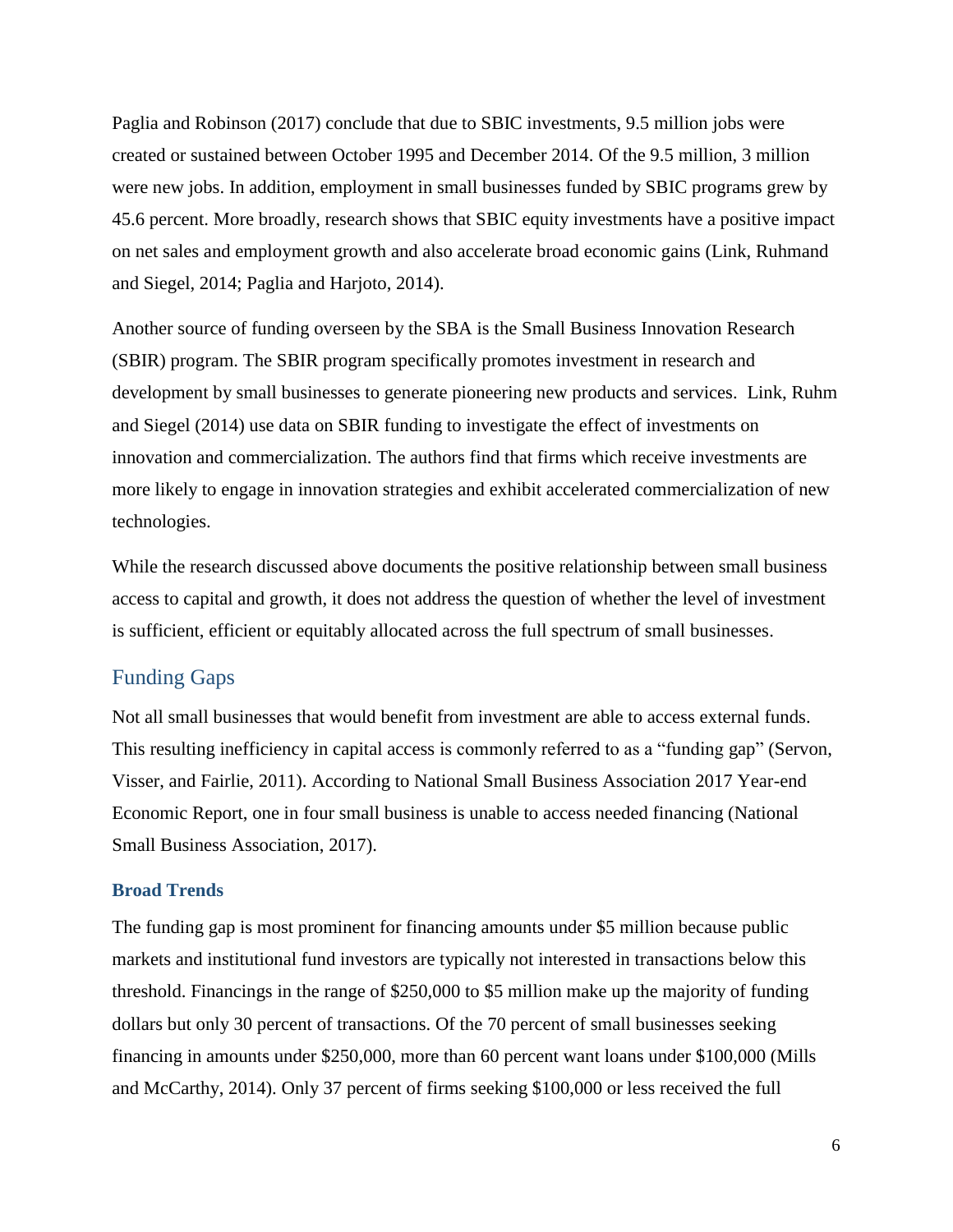Paglia and Robinson (2017) conclude that due to SBIC investments, 9.5 million jobs were created or sustained between October 1995 and December 2014. Of the 9.5 million, 3 million were new jobs. In addition, employment in small businesses funded by SBIC programs grew by 45.6 percent. More broadly, research shows that SBIC equity investments have a positive impact on net sales and employment growth and also accelerate broad economic gains (Link, Ruhmand and Siegel, 2014; Paglia and Harjoto, 2014).

Another source of funding overseen by the SBA is the Small Business Innovation Research (SBIR) program. The SBIR program specifically promotes investment in research and development by small businesses to generate pioneering new products and services. Link, Ruhm and Siegel (2014) use data on SBIR funding to investigate the effect of investments on innovation and commercialization. The authors find that firms which receive investments are more likely to engage in innovation strategies and exhibit accelerated commercialization of new technologies.

While the research discussed above documents the positive relationship between small business access to capital and growth, it does not address the question of whether the level of investment is sufficient, efficient or equitably allocated across the full spectrum of small businesses.

## Funding Gaps

Not all small businesses that would benefit from investment are able to access external funds. This resulting inefficiency in capital access is commonly referred to as a "funding gap" (Servon, Visser, and Fairlie, 2011). According to National Small Business Association 2017 Year-end Economic Report, one in four small business is unable to access needed financing (National Small Business Association, 2017).

### Broad Trends

The funding gap is most prominent for financing amounts under $5 million because public markets and institutional fund investors are typically not interested in transactions below this threshold. Financings in the range of $250,000 to $5 million make up the majority of funding dollars but only 30 percent of transactions. Of the 70 percent of small businesses seeking financing in amounts under $250,000, more than 60 percent want loans under $100,000 (Mills and McCarthy, 2014). Only 37 percent of firms seeking $100,000 or less received the full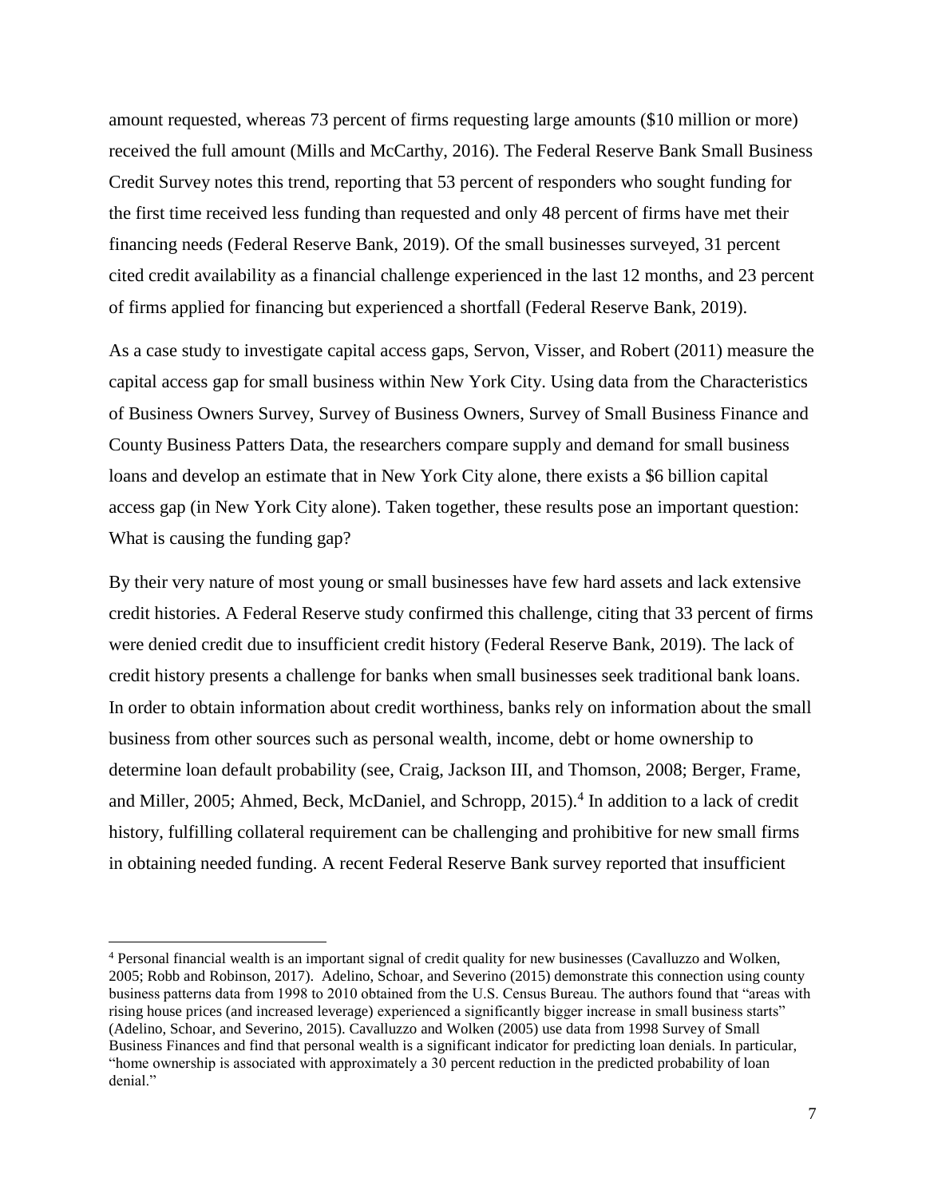amount requested, whereas 73 percent of firms requesting large amounts ($10 million or more) received the full amount (Mills and McCarthy, 2016). The Federal Reserve Bank Small Business Credit Survey notes this trend, reporting that 53 percent of responders who sought funding for the first time received less funding than requested and only 48 percent of firms have met their financing needs (Federal Reserve Bank, 2019). Of the small businesses surveyed, 31 percent cited credit availability as a financial challenge experienced in the last 12 months, and 23 percent of firms applied for financing but experienced a shortfall (Federal Reserve Bank, 2019).

As a case study to investigate capital access gaps, Servon, Visser, and Robert (2011) measure the capital access gap for small business within New York City. Using data from the Characteristics of Business Owners Survey, Survey of Business Owners, Survey of Small Business Finance and County Business Patters Data, the researchers compare supply and demand for small business loans and develop an estimate that in New York City alone, there exists a $6 billion capital access gap (in New York City alone). Taken together, these results pose an important question: What is causing the funding gap?

By their very nature of most young or small businesses have few hard assets and lack extensive credit histories. A Federal Reserve study confirmed this challenge, citing that 33 percent of firms were denied credit due to insufficient credit history (Federal Reserve Bank, 2019). The lack of credit history presents a challenge for banks when small businesses seek traditional bank loans. In order to obtain information about credit worthiness, banks rely on information about the small business from other sources such as personal wealth, income, debt or home ownership to determine loan default probability (see, Craig, Jackson III, and Thomson, 2008; Berger, Frame, and Miller, 2005; Ahmed, Beck, McDaniel, and Schropp, 2015).[4] In addition to a lack of credit history, fulfilling collateral requirement can be challenging and prohibitive for new small firms in obtaining needed funding. A recent Federal Reserve Bank survey reported that insufficient

---

[4] Personal financial wealth is an important signal of credit quality for new businesses (Cavalluzzo and Wolken, 2005; Robb and Robinson, 2017). Adelino, Schoar, and Severino (2015) demonstrate this connection using county business patterns data from 1998 to 2010 obtained from the U.S. Census Bureau. The authors found that "areas with rising house prices (and increased leverage) experienced a significantly bigger increase in small business starts" (Adelino, Schoar, and Severino, 2015). Cavalluzzo and Wolken (2005) use data from 1998 Survey of Small Business Finances and find that personal wealth is a significant indicator for predicting loan denials. In particular, "home ownership is associated with approximately a 30 percent reduction in the predicted probability of loan denial."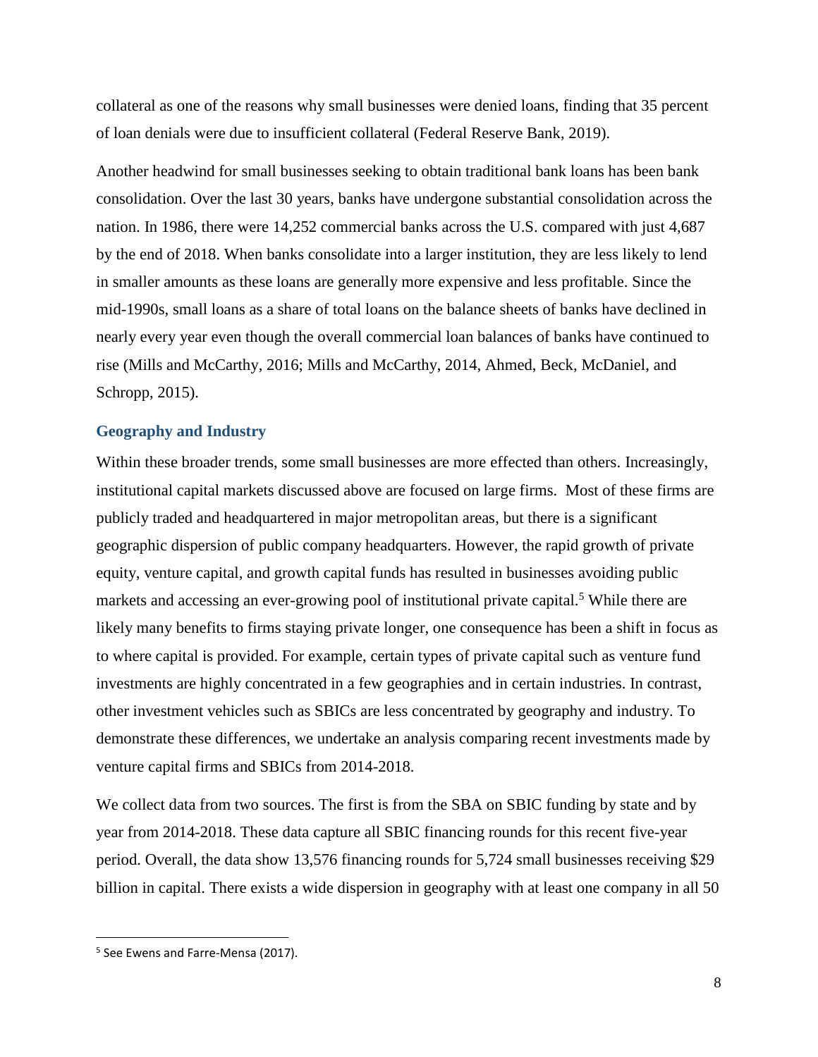collateral as one of the reasons why small businesses were denied loans, finding that 35 percent of loan denials were due to insufficient collateral (Federal Reserve Bank, 2019).

Another headwind for small businesses seeking to obtain traditional bank loans has been bank consolidation. Over the last 30 years, banks have undergone substantial consolidation across the nation. In 1986, there were 14,252 commercial banks across the U.S. compared with just 4,687 by the end of 2018. When banks consolidate into a larger institution, they are less likely to lend in smaller amounts as these loans are generally more expensive and less profitable. Since the mid-1990s, small loans as a share of total loans on the balance sheets of banks have declined in nearly every year even though the overall commercial loan balances of banks have continued to rise (Mills and McCarthy, 2016; Mills and McCarthy, 2014, Ahmed, Beck, McDaniel, and Schropp, 2015).

### Geography and Industry

Within these broader trends, some small businesses are more effected than others. Increasingly, institutional capital markets discussed above are focused on large firms. Most of these firms are publicly traded and headquartered in major metropolitan areas, but there is a significant geographic dispersion of public company headquarters. However, the rapid growth of private equity, venture capital, and growth capital funds has resulted in businesses avoiding public markets and accessing an ever-growing pool of institutional private capital.[5] While there are likely many benefits to firms staying private longer, one consequence has been a shift in focus as to where capital is provided. For example, certain types of private capital such as venture fund investments are highly concentrated in a few geographies and in certain industries. In contrast, other investment vehicles such as SBICs are less concentrated by geography and industry. To demonstrate these differences, we undertake an analysis comparing recent investments made by venture capital firms and SBICs from 2014-2018.

We collect data from two sources. The first is from the SBA on SBIC funding by state and by year from 2014-2018. These data capture all SBIC financing rounds for this recent five-year period. Overall, the data show 13,576 financing rounds for 5,724 small businesses receiving $29 billion in capital. There exists a wide dispersion in geography with at least one company in all 50

---

[5] See Ewens and Farre-Mensa (2017).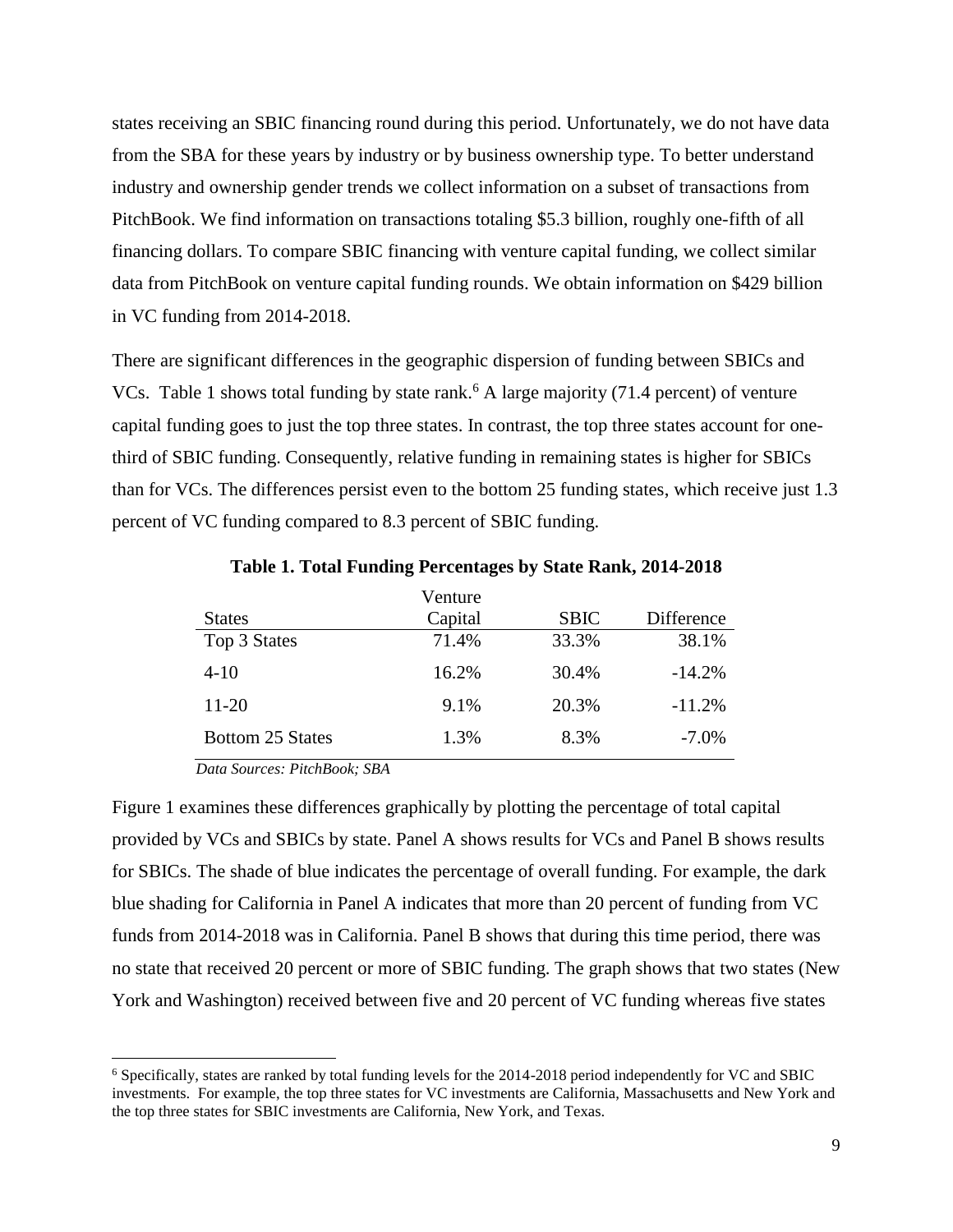states receiving an SBIC financing round during this period. Unfortunately, we do not have data from the SBA for these years by industry or by business ownership type. To better understand industry and ownership gender trends we collect information on a subset of transactions from PitchBook. We find information on transactions totaling $5.3 billion, roughly one-fifth of all financing dollars. To compare SBIC financing with venture capital funding, we collect similar data from PitchBook on venture capital funding rounds. We obtain information on $429 billion in VC funding from 2014-2018.

There are significant differences in the geographic dispersion of funding between SBICs and VCs. Table 1 shows total funding by state rank.[6] A large majority (71.4 percent) of venture capital funding goes to just the top three states. In contrast, the top three states account for one-third of SBIC funding. Consequently, relative funding in remaining states is higher for SBICs than for VCs. The differences persist even to the bottom 25 funding states, which receive just 1.3 percent of VC funding compared to 8.3 percent of SBIC funding.

**Table 1. Total Funding Percentages by State Rank, 2014-2018**

| States | Venture Capital | SBIC | Difference |
|---|---|---|---|
| Top 3 States | 71.4% | 33.3% | 38.1% |
| 4-10 | 16.2% | 30.4% | -14.2% |
| 11-20 | 9.1% | 20.3% | -11.2% |
| Bottom 25 States | 1.3% | 8.3% | -7.0% |

*Data Sources: PitchBook; SBA*

Figure 1 examines these differences graphically by plotting the percentage of total capital provided by VCs and SBICs by state. Panel A shows results for VCs and Panel B shows results for SBICs. The shade of blue indicates the percentage of overall funding. For example, the dark blue shading for California in Panel A indicates that more than 20 percent of funding from VC funds from 2014-2018 was in California. Panel B shows that during this time period, there was no state that received 20 percent or more of SBIC funding. The graph shows that two states (New York and Washington) received between five and 20 percent of VC funding whereas five states

[6] Specifically, states are ranked by total funding levels for the 2014-2018 period independently for VC and SBIC investments. For example, the top three states for VC investments are California, Massachusetts and New York and the top three states for SBIC investments are California, New York, and Texas.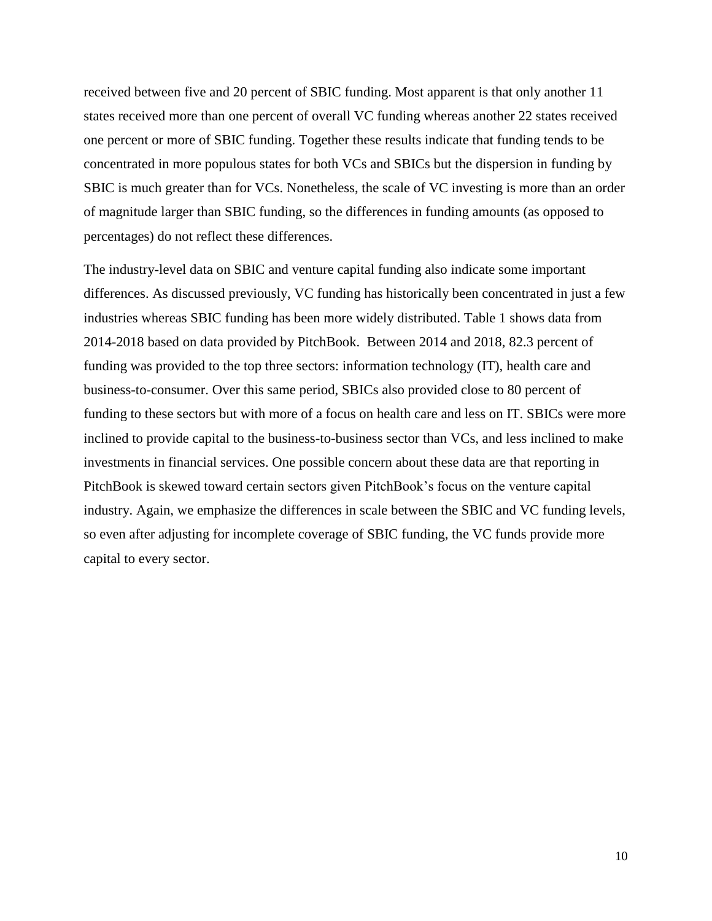received between five and 20 percent of SBIC funding. Most apparent is that only another 11 states received more than one percent of overall VC funding whereas another 22 states received one percent or more of SBIC funding. Together these results indicate that funding tends to be concentrated in more populous states for both VCs and SBICs but the dispersion in funding by SBIC is much greater than for VCs. Nonetheless, the scale of VC investing is more than an order of magnitude larger than SBIC funding, so the differences in funding amounts (as opposed to percentages) do not reflect these differences.

The industry-level data on SBIC and venture capital funding also indicate some important differences. As discussed previously, VC funding has historically been concentrated in just a few industries whereas SBIC funding has been more widely distributed. Table 1 shows data from 2014-2018 based on data provided by PitchBook. Between 2014 and 2018, 82.3 percent of funding was provided to the top three sectors: information technology (IT), health care and business-to-consumer. Over this same period, SBICs also provided close to 80 percent of funding to these sectors but with more of a focus on health care and less on IT. SBICs were more inclined to provide capital to the business-to-business sector than VCs, and less inclined to make investments in financial services. One possible concern about these data are that reporting in PitchBook is skewed toward certain sectors given PitchBook's focus on the venture capital industry. Again, we emphasize the differences in scale between the SBIC and VC funding levels, so even after adjusting for incomplete coverage of SBIC funding, the VC funds provide more capital to every sector.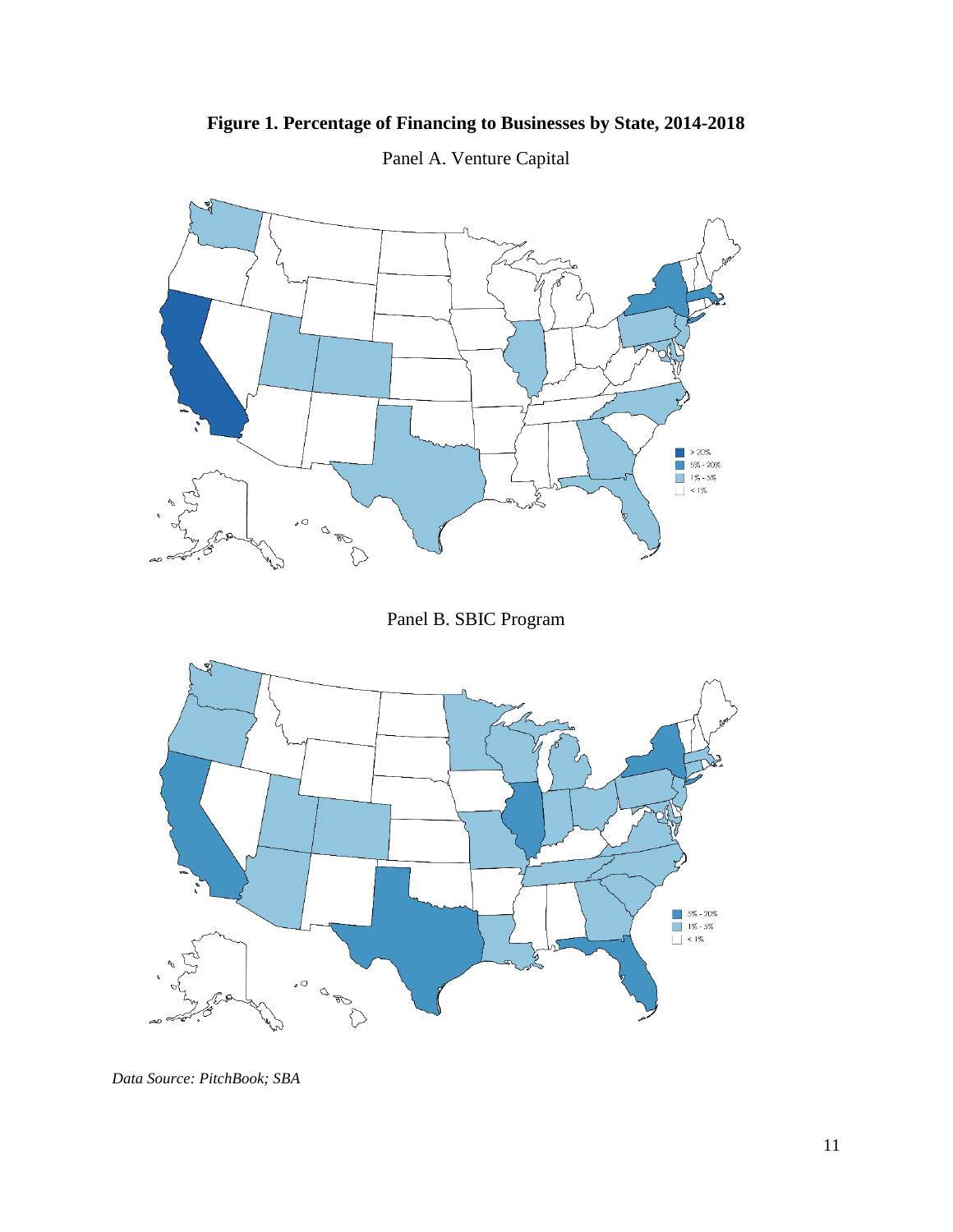**Figure 1. Percentage of Financing to Businesses by State, 2014-2018**

Panel A. Venture Capital

> 20%
5% - 20%
1% - 5%
< 1%

Panel B. SBIC Program

5% - 20%
1% - 5%
< 1%

*Data Source: PitchBook; SBA*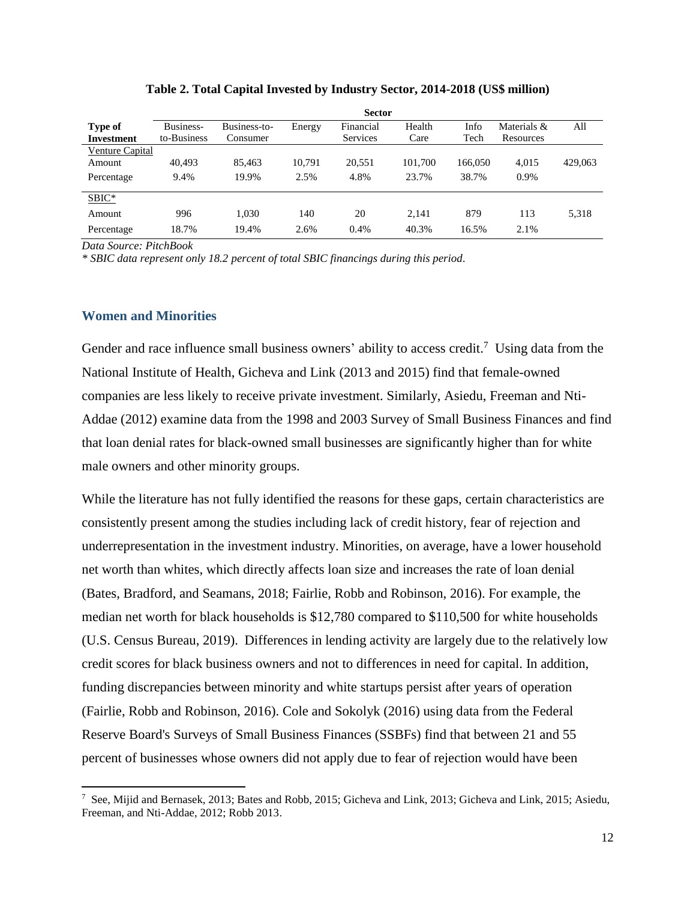**Table 2. Total Capital Invested by Industry Sector, 2014-2018 (US$ million)**

| Type of Investment | Sector | | | | | | | |
|---|---|---|---|---|---|---|---|---|
| | Business-to-Business | Business-to-Consumer | Energy | Financial Services | Health Care | Info Tech | Materials & Resources | All |
| Venture Capital | | | | | | | | |
| Amount | 40,493 | 85,463 | 10,791 | 20,551 | 101,700 | 166,050 | 4,015 | 429,063 |
| Percentage | 9.4% | 19.9% | 2.5% | 4.8% | 23.7% | 38.7% | 0.9% | |
| SBIC* | | | | | | | | |
| Amount | 996 | 1,030 | 140 | 20 | 2,141 | 879 | 113 | 5,318 |
| Percentage | 18.7% | 19.4% | 2.6% | 0.4% | 40.3% | 16.5% | 2.1% | |

*Data Source: PitchBook*

*\* SBIC data represent only 18.2 percent of total SBIC financings during this period.*

## Women and Minorities

Gender and race influence small business owners' ability to access credit.[7] Using data from the National Institute of Health, Gicheva and Link (2013 and 2015) find that female-owned companies are less likely to receive private investment. Similarly, Asiedu, Freeman and Nti-Addae (2012) examine data from the 1998 and 2003 Survey of Small Business Finances and find that loan denial rates for black-owned small businesses are significantly higher than for white male owners and other minority groups.

While the literature has not fully identified the reasons for these gaps, certain characteristics are consistently present among the studies including lack of credit history, fear of rejection and underrepresentation in the investment industry. Minorities, on average, have a lower household net worth than whites, which directly affects loan size and increases the rate of loan denial (Bates, Bradford, and Seamans, 2018; Fairlie, Robb and Robinson, 2016). For example, the median net worth for black households is $12,780 compared to $110,500 for white households (U.S. Census Bureau, 2019). Differences in lending activity are largely due to the relatively low credit scores for black business owners and not to differences in need for capital. In addition, funding discrepancies between minority and white startups persist after years of operation (Fairlie, Robb and Robinson, 2016). Cole and Sokolyk (2016) using data from the Federal Reserve Board's Surveys of Small Business Finances (SSBFs) find that between 21 and 55 percent of businesses whose owners did not apply due to fear of rejection would have been

[7] See, Mijid and Bernasek, 2013; Bates and Robb, 2015; Gicheva and Link, 2013; Gicheva and Link, 2015; Asiedu, Freeman, and Nti-Addae, 2012; Robb 2013.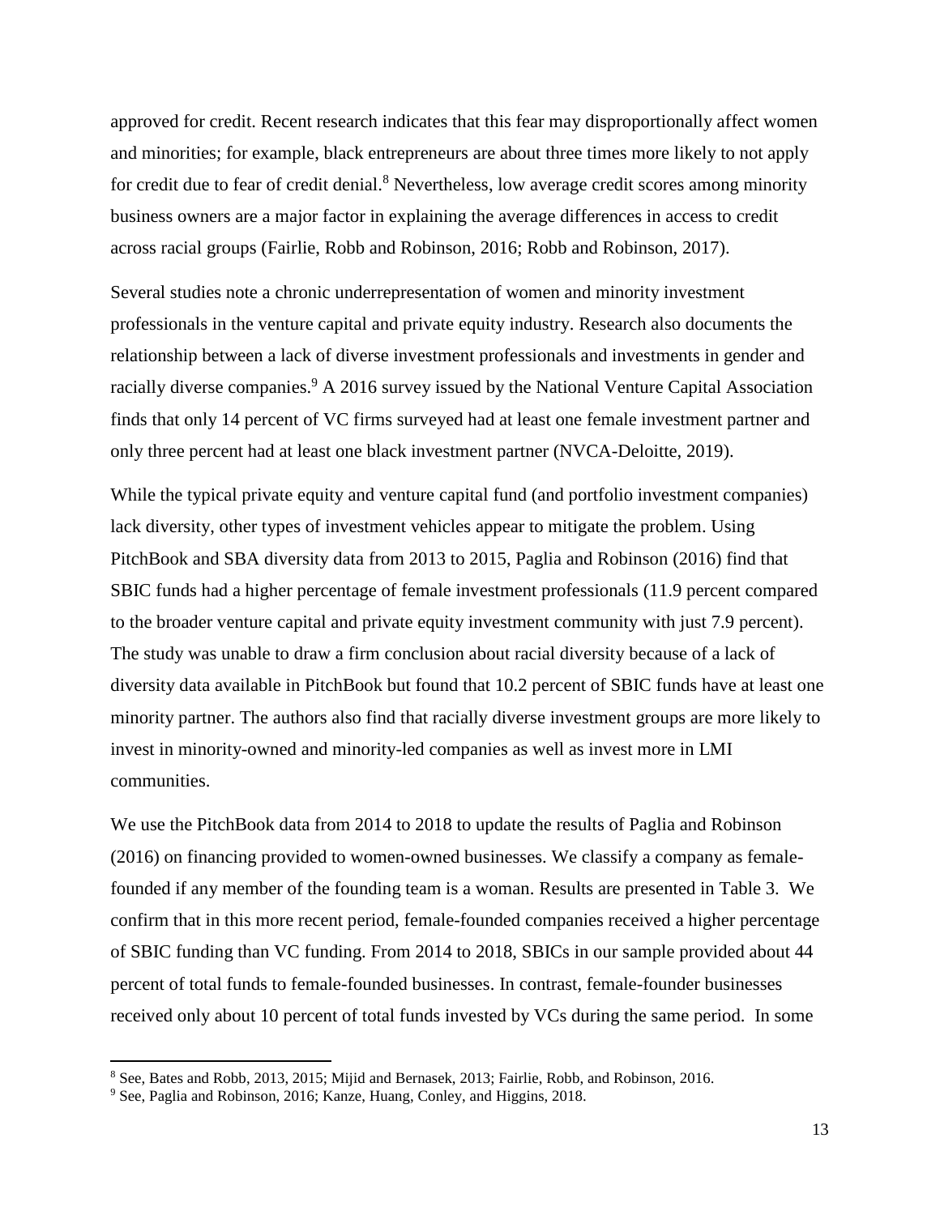approved for credit. Recent research indicates that this fear may disproportionally affect women and minorities; for example, black entrepreneurs are about three times more likely to not apply for credit due to fear of credit denial.[8] Nevertheless, low average credit scores among minority business owners are a major factor in explaining the average differences in access to credit across racial groups (Fairlie, Robb and Robinson, 2016; Robb and Robinson, 2017).

Several studies note a chronic underrepresentation of women and minority investment professionals in the venture capital and private equity industry. Research also documents the relationship between a lack of diverse investment professionals and investments in gender and racially diverse companies.[9] A 2016 survey issued by the National Venture Capital Association finds that only 14 percent of VC firms surveyed had at least one female investment partner and only three percent had at least one black investment partner (NVCA-Deloitte, 2019).

While the typical private equity and venture capital fund (and portfolio investment companies) lack diversity, other types of investment vehicles appear to mitigate the problem. Using PitchBook and SBA diversity data from 2013 to 2015, Paglia and Robinson (2016) find that SBIC funds had a higher percentage of female investment professionals (11.9 percent compared to the broader venture capital and private equity investment community with just 7.9 percent). The study was unable to draw a firm conclusion about racial diversity because of a lack of diversity data available in PitchBook but found that 10.2 percent of SBIC funds have at least one minority partner. The authors also find that racially diverse investment groups are more likely to invest in minority-owned and minority-led companies as well as invest more in LMI communities.

We use the PitchBook data from 2014 to 2018 to update the results of Paglia and Robinson (2016) on financing provided to women-owned businesses. We classify a company as female-founded if any member of the founding team is a woman. Results are presented in Table 3. We confirm that in this more recent period, female-founded companies received a higher percentage of SBIC funding than VC funding. From 2014 to 2018, SBICs in our sample provided about 44 percent of total funds to female-founded businesses. In contrast, female-founder businesses received only about 10 percent of total funds invested by VCs during the same period. In some

[8] See, Bates and Robb, 2013, 2015; Mijid and Bernasek, 2013; Fairlie, Robb, and Robinson, 2016.

[9] See, Paglia and Robinson, 2016; Kanze, Huang, Conley, and Higgins, 2018.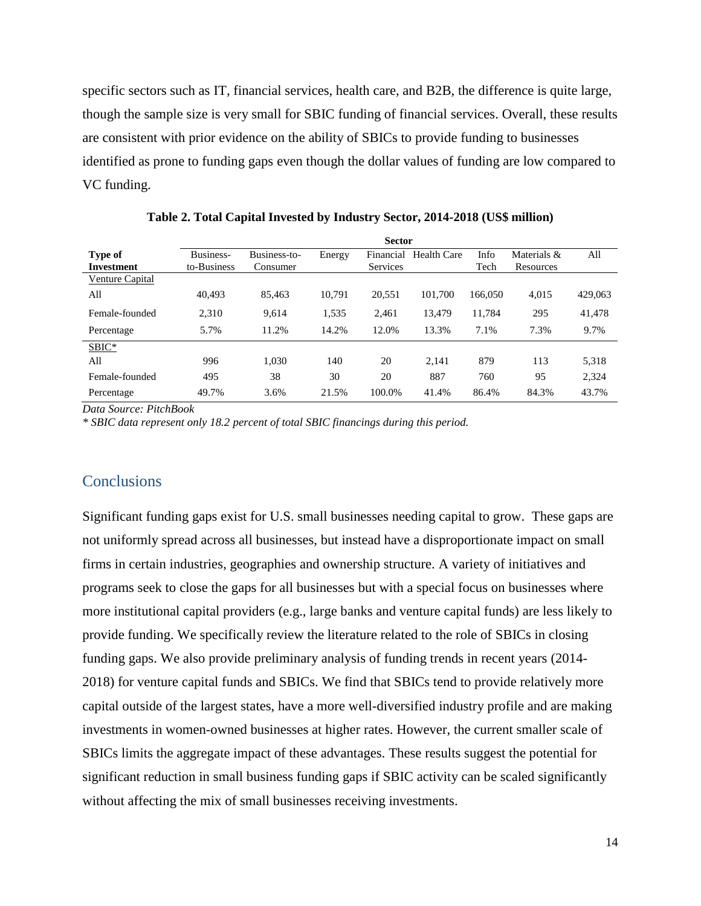specific sectors such as IT, financial services, health care, and B2B, the difference is quite large, though the sample size is very small for SBIC funding of financial services. Overall, these results are consistent with prior evidence on the ability of SBICs to provide funding to businesses identified as prone to funding gaps even though the dollar values of funding are low compared to VC funding.

**Table 2. Total Capital Invested by Industry Sector, 2014-2018 (US$ million)**

| | Sector | | | | | | | |
|---|---|---|---|---|---|---|---|---|
| **Type of Investment** | Business-to-Business | Business-to-Consumer | Energy | Financial Services | Health Care | Info Tech | Materials & Resources | All |
| Venture Capital | | | | | | | | |
| All | 40,493 | 85,463 | 10,791 | 20,551 | 101,700 | 166,050 | 4,015 | 429,063 |
| Female-founded | 2,310 | 9,614 | 1,535 | 2,461 | 13,479 | 11,784 | 295 | 41,478 |
| Percentage | 5.7% | 11.2% | 14.2% | 12.0% | 13.3% | 7.1% | 7.3% | 9.7% |
| SBIC* | | | | | | | | |
| All | 996 | 1,030 | 140 | 20 | 2,141 | 879 | 113 | 5,318 |
| Female-founded | 495 | 38 | 30 | 20 | 887 | 760 | 95 | 2,324 |
| Percentage | 49.7% | 3.6% | 21.5% | 100.0% | 41.4% | 86.4% | 84.3% | 43.7% |

*Data Source: PitchBook*

*\* SBIC data represent only 18.2 percent of total SBIC financings during this period.*

## Conclusions

Significant funding gaps exist for U.S. small businesses needing capital to grow. These gaps are not uniformly spread across all businesses, but instead have a disproportionate impact on small firms in certain industries, geographies and ownership structure. A variety of initiatives and programs seek to close the gaps for all businesses but with a special focus on businesses where more institutional capital providers (e.g., large banks and venture capital funds) are less likely to provide funding. We specifically review the literature related to the role of SBICs in closing funding gaps. We also provide preliminary analysis of funding trends in recent years (2014-2018) for venture capital funds and SBICs. We find that SBICs tend to provide relatively more capital outside of the largest states, have a more well-diversified industry profile and are making investments in women-owned businesses at higher rates. However, the current smaller scale of SBICs limits the aggregate impact of these advantages. These results suggest the potential for significant reduction in small business funding gaps if SBIC activity can be scaled significantly without affecting the mix of small businesses receiving investments.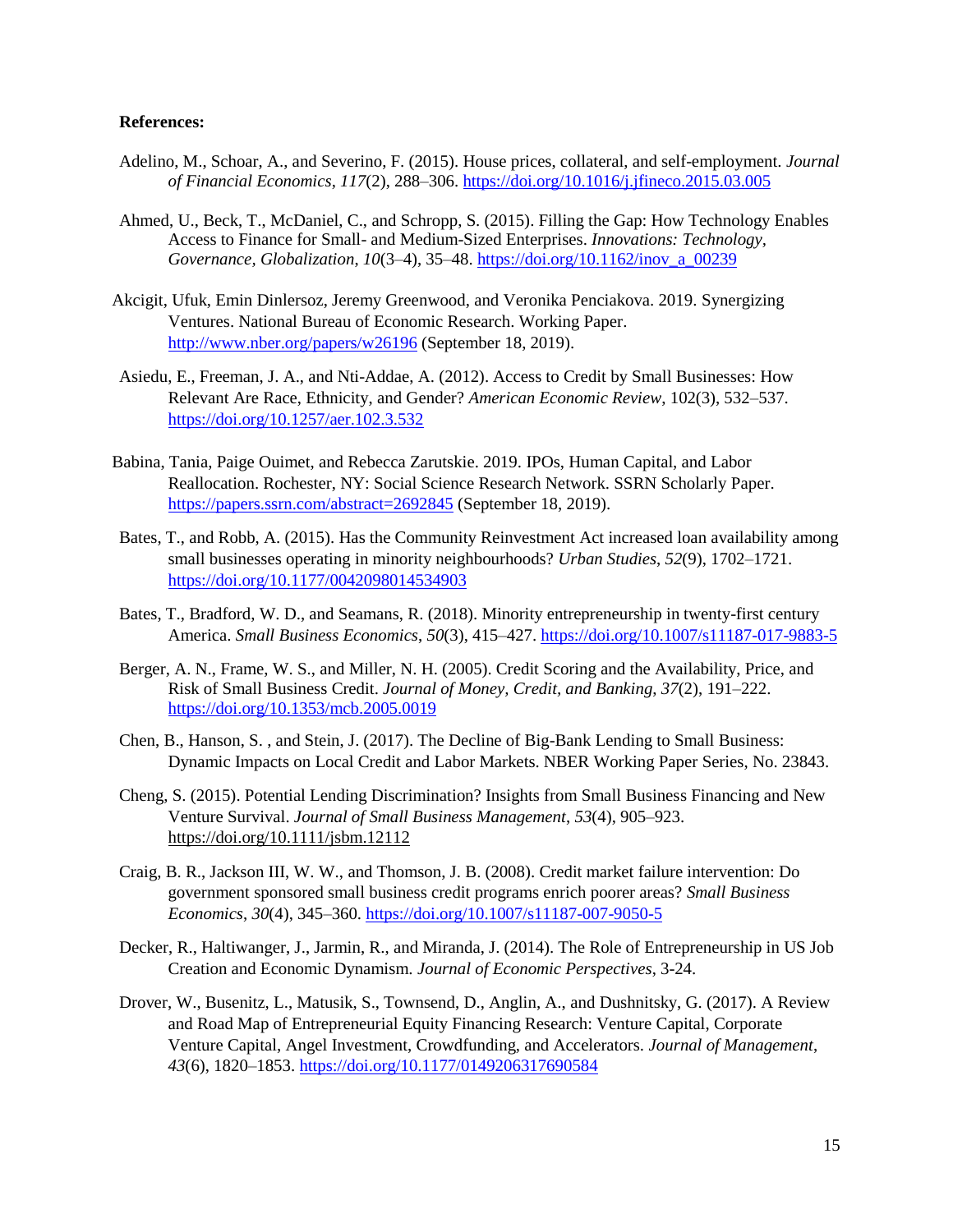**References:**

Adelino, M., Schoar, A., and Severino, F. (2015). House prices, collateral, and self-employment. *Journal of Financial Economics*, *117*(2), 288–306. https://doi.org/10.1016/j.jfineco.2015.03.005

Ahmed, U., Beck, T., McDaniel, C., and Schropp, S. (2015). Filling the Gap: How Technology Enables Access to Finance for Small- and Medium-Sized Enterprises. *Innovations: Technology, Governance, Globalization*, *10*(3–4), 35–48. https://doi.org/10.1162/inov_a_00239

Akcigit, Ufuk, Emin Dinlersoz, Jeremy Greenwood, and Veronika Penciakova. 2019. Synergizing Ventures. National Bureau of Economic Research. Working Paper. http://www.nber.org/papers/w26196 (September 18, 2019).

Asiedu, E., Freeman, J. A., and Nti-Addae, A. (2012). Access to Credit by Small Businesses: How Relevant Are Race, Ethnicity, and Gender? *American Economic Review*, 102(3), 532–537. https://doi.org/10.1257/aer.102.3.532

Babina, Tania, Paige Ouimet, and Rebecca Zarutskie. 2019. IPOs, Human Capital, and Labor Reallocation. Rochester, NY: Social Science Research Network. SSRN Scholarly Paper. https://papers.ssrn.com/abstract=2692845 (September 18, 2019).

Bates, T., and Robb, A. (2015). Has the Community Reinvestment Act increased loan availability among small businesses operating in minority neighbourhoods? *Urban Studies*, *52*(9), 1702–1721. https://doi.org/10.1177/0042098014534903

Bates, T., Bradford, W. D., and Seamans, R. (2018). Minority entrepreneurship in twenty-first century America. *Small Business Economics*, *50*(3), 415–427. https://doi.org/10.1007/s11187-017-9883-5

Berger, A. N., Frame, W. S., and Miller, N. H. (2005). Credit Scoring and the Availability, Price, and Risk of Small Business Credit. *Journal of Money, Credit, and Banking*, *37*(2), 191–222. https://doi.org/10.1353/mcb.2005.0019

Chen, B., Hanson, S. , and Stein, J. (2017). The Decline of Big-Bank Lending to Small Business: Dynamic Impacts on Local Credit and Labor Markets. NBER Working Paper Series, No. 23843.

Cheng, S. (2015). Potential Lending Discrimination? Insights from Small Business Financing and New Venture Survival. *Journal of Small Business Management*, *53*(4), 905–923. https://doi.org/10.1111/jsbm.12112

Craig, B. R., Jackson III, W. W., and Thomson, J. B. (2008). Credit market failure intervention: Do government sponsored small business credit programs enrich poorer areas? *Small Business Economics*, *30*(4), 345–360. https://doi.org/10.1007/s11187-007-9050-5

Decker, R., Haltiwanger, J., Jarmin, R., and Miranda, J. (2014). The Role of Entrepreneurship in US Job Creation and Economic Dynamism. *Journal of Economic Perspectives*, 3-24.

Drover, W., Busenitz, L., Matusik, S., Townsend, D., Anglin, A., and Dushnitsky, G. (2017). A Review and Road Map of Entrepreneurial Equity Financing Research: Venture Capital, Corporate Venture Capital, Angel Investment, Crowdfunding, and Accelerators. *Journal of Management*, *43*(6), 1820–1853. https://doi.org/10.1177/0149206317690584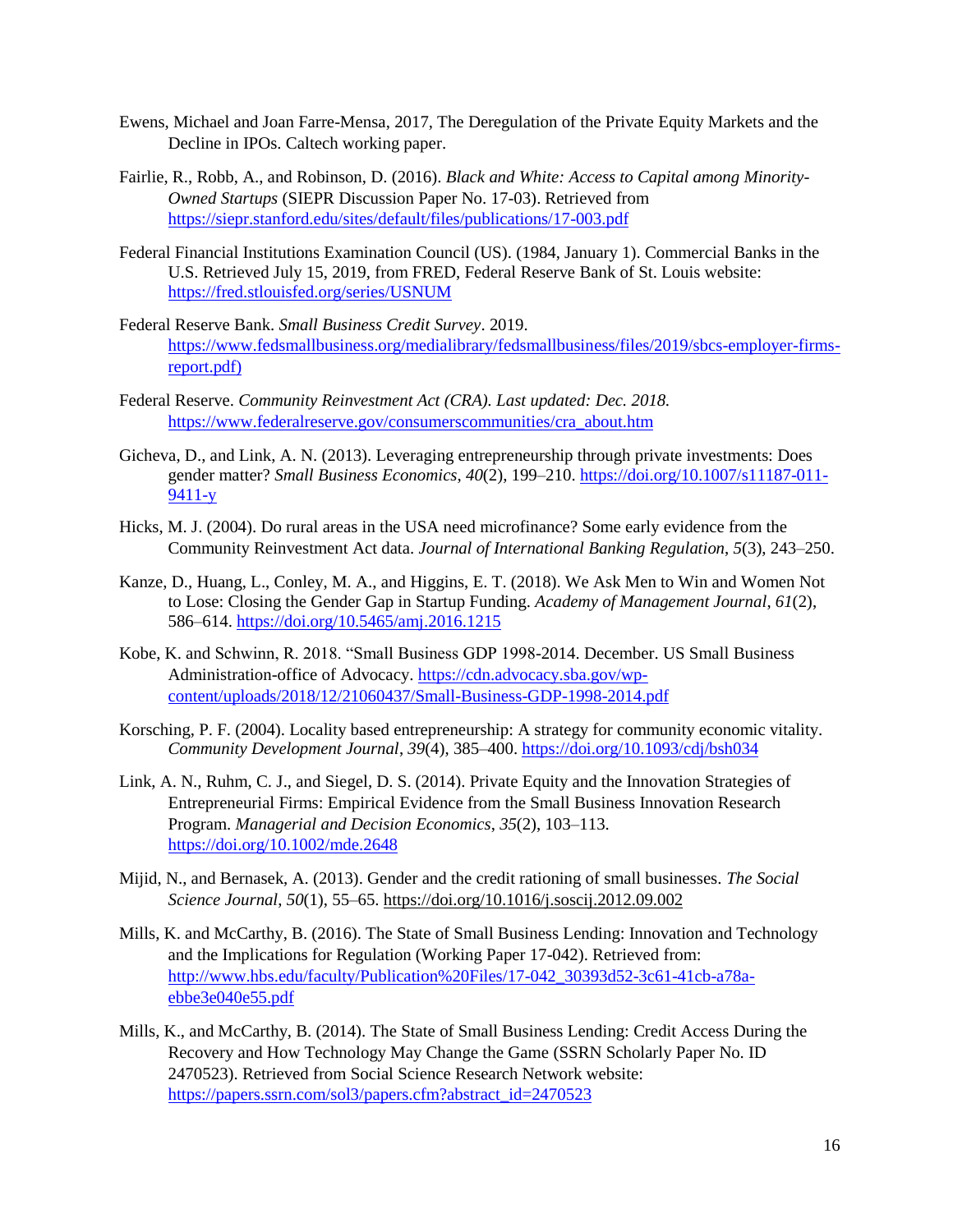Ewens, Michael and Joan Farre-Mensa, 2017, The Deregulation of the Private Equity Markets and the Decline in IPOs. Caltech working paper.

Fairlie, R., Robb, A., and Robinson, D. (2016). *Black and White: Access to Capital among Minority-Owned Startups* (SIEPR Discussion Paper No. 17-03). Retrieved from https://siepr.stanford.edu/sites/default/files/publications/17-003.pdf

Federal Financial Institutions Examination Council (US). (1984, January 1). Commercial Banks in the U.S. Retrieved July 15, 2019, from FRED, Federal Reserve Bank of St. Louis website: https://fred.stlouisfed.org/series/USNUM

Federal Reserve Bank. *Small Business Credit Survey*. 2019. https://www.fedsmallbusiness.org/medialibrary/fedsmallbusiness/files/2019/sbcs-employer-firms-report.pdf)

Federal Reserve. *Community Reinvestment Act (CRA). Last updated: Dec. 2018.* https://www.federalreserve.gov/consumerscommunities/cra_about.htm

Gicheva, D., and Link, A. N. (2013). Leveraging entrepreneurship through private investments: Does gender matter? *Small Business Economics*, *40*(2), 199–210. https://doi.org/10.1007/s11187-011-9411-y

Hicks, M. J. (2004). Do rural areas in the USA need microfinance? Some early evidence from the Community Reinvestment Act data. *Journal of International Banking Regulation*, *5*(3), 243–250.

Kanze, D., Huang, L., Conley, M. A., and Higgins, E. T. (2018). We Ask Men to Win and Women Not to Lose: Closing the Gender Gap in Startup Funding. *Academy of Management Journal*, *61*(2), 586–614. https://doi.org/10.5465/amj.2016.1215

Kobe, K. and Schwinn, R. 2018. "Small Business GDP 1998-2014. December. US Small Business Administration-office of Advocacy. https://cdn.advocacy.sba.gov/wp-content/uploads/2018/12/21060437/Small-Business-GDP-1998-2014.pdf

Korsching, P. F. (2004). Locality based entrepreneurship: A strategy for community economic vitality. *Community Development Journal*, *39*(4), 385–400. https://doi.org/10.1093/cdj/bsh034

Link, A. N., Ruhm, C. J., and Siegel, D. S. (2014). Private Equity and the Innovation Strategies of Entrepreneurial Firms: Empirical Evidence from the Small Business Innovation Research Program. *Managerial and Decision Economics*, *35*(2), 103–113. https://doi.org/10.1002/mde.2648

Mijid, N., and Bernasek, A. (2013). Gender and the credit rationing of small businesses. *The Social Science Journal*, *50*(1), 55–65. https://doi.org/10.1016/j.soscij.2012.09.002

Mills, K. and McCarthy, B. (2016). The State of Small Business Lending: Innovation and Technology and the Implications for Regulation (Working Paper 17-042). Retrieved from: http://www.hbs.edu/faculty/Publication%20Files/17-042_30393d52-3c61-41cb-a78a-ebbe3e040e55.pdf

Mills, K., and McCarthy, B. (2014). The State of Small Business Lending: Credit Access During the Recovery and How Technology May Change the Game (SSRN Scholarly Paper No. ID 2470523). Retrieved from Social Science Research Network website: https://papers.ssrn.com/sol3/papers.cfm?abstract_id=2470523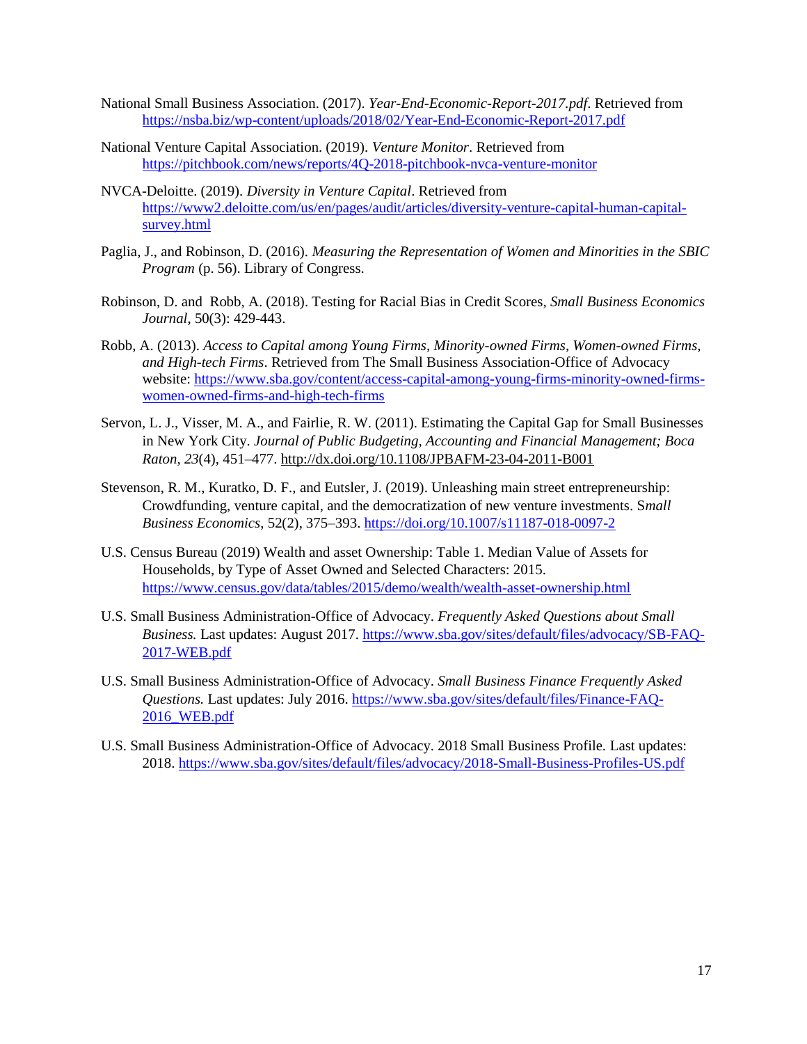National Small Business Association. (2017). *Year-End-Economic-Report-2017.pdf*. Retrieved from https://nsba.biz/wp-content/uploads/2018/02/Year-End-Economic-Report-2017.pdf

National Venture Capital Association. (2019). *Venture Monitor*. Retrieved from https://pitchbook.com/news/reports/4Q-2018-pitchbook-nvca-venture-monitor

NVCA-Deloitte. (2019). *Diversity in Venture Capital*. Retrieved from https://www2.deloitte.com/us/en/pages/audit/articles/diversity-venture-capital-human-capital-survey.html

Paglia, J., and Robinson, D. (2016). *Measuring the Representation of Women and Minorities in the SBIC Program* (p. 56). Library of Congress.

Robinson, D. and Robb, A. (2018). Testing for Racial Bias in Credit Scores, *Small Business Economics Journal*, 50(3): 429-443.

Robb, A. (2013). *Access to Capital among Young Firms, Minority-owned Firms, Women-owned Firms, and High-tech Firms*. Retrieved from The Small Business Association-Office of Advocacy website: https://www.sba.gov/content/access-capital-among-young-firms-minority-owned-firms-women-owned-firms-and-high-tech-firms

Servon, L. J., Visser, M. A., and Fairlie, R. W. (2011). Estimating the Capital Gap for Small Businesses in New York City. *Journal of Public Budgeting, Accounting and Financial Management; Boca Raton*, *23*(4), 451–477. http://dx.doi.org/10.1108/JPBAFM-23-04-2011-B001

Stevenson, R. M., Kuratko, D. F., and Eutsler, J. (2019). Unleashing main street entrepreneurship: Crowdfunding, venture capital, and the democratization of new venture investments. S*mall Business Economics*, 52(2), 375–393. https://doi.org/10.1007/s11187-018-0097-2

U.S. Census Bureau (2019) Wealth and asset Ownership: Table 1. Median Value of Assets for Households, by Type of Asset Owned and Selected Characters: 2015. https://www.census.gov/data/tables/2015/demo/wealth/wealth-asset-ownership.html

U.S. Small Business Administration-Office of Advocacy. *Frequently Asked Questions about Small Business.* Last updates: August 2017. https://www.sba.gov/sites/default/files/advocacy/SB-FAQ-2017-WEB.pdf

U.S. Small Business Administration-Office of Advocacy. *Small Business Finance Frequently Asked Questions.* Last updates: July 2016. https://www.sba.gov/sites/default/files/Finance-FAQ-2016_WEB.pdf

U.S. Small Business Administration-Office of Advocacy. 2018 Small Business Profile. Last updates: 2018. https://www.sba.gov/sites/default/files/advocacy/2018-Small-Business-Profiles-US.pdf